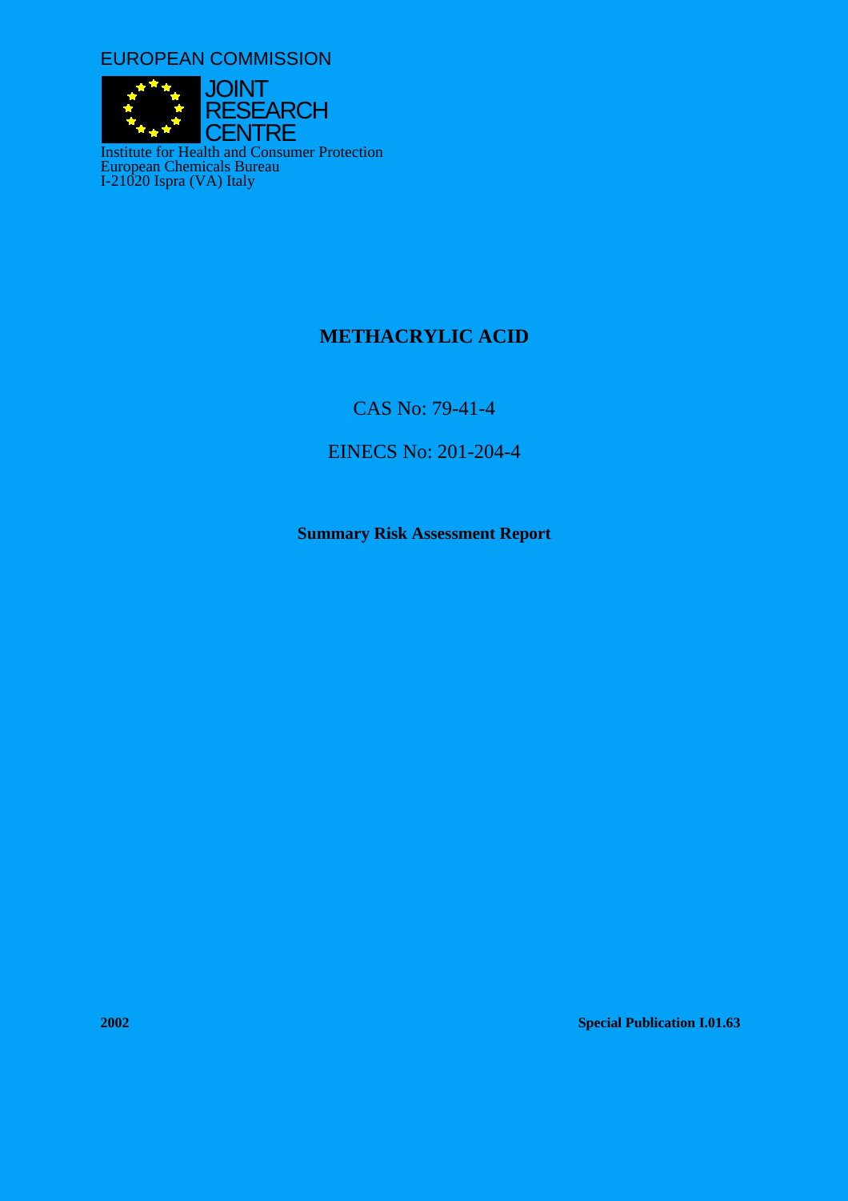EUROPEAN COMMISSION

JOINT
RESEARCH
CENTRE

Institute for Health and Consumer Protection
European Chemicals Bureau
I-21020 Ispra (VA) Italy

# METHACRYLIC ACID

CAS No: 79-41-4

EINECS No: 201-204-4

**Summary Risk Assessment Report**

**2002** **Special Publication I.01.63**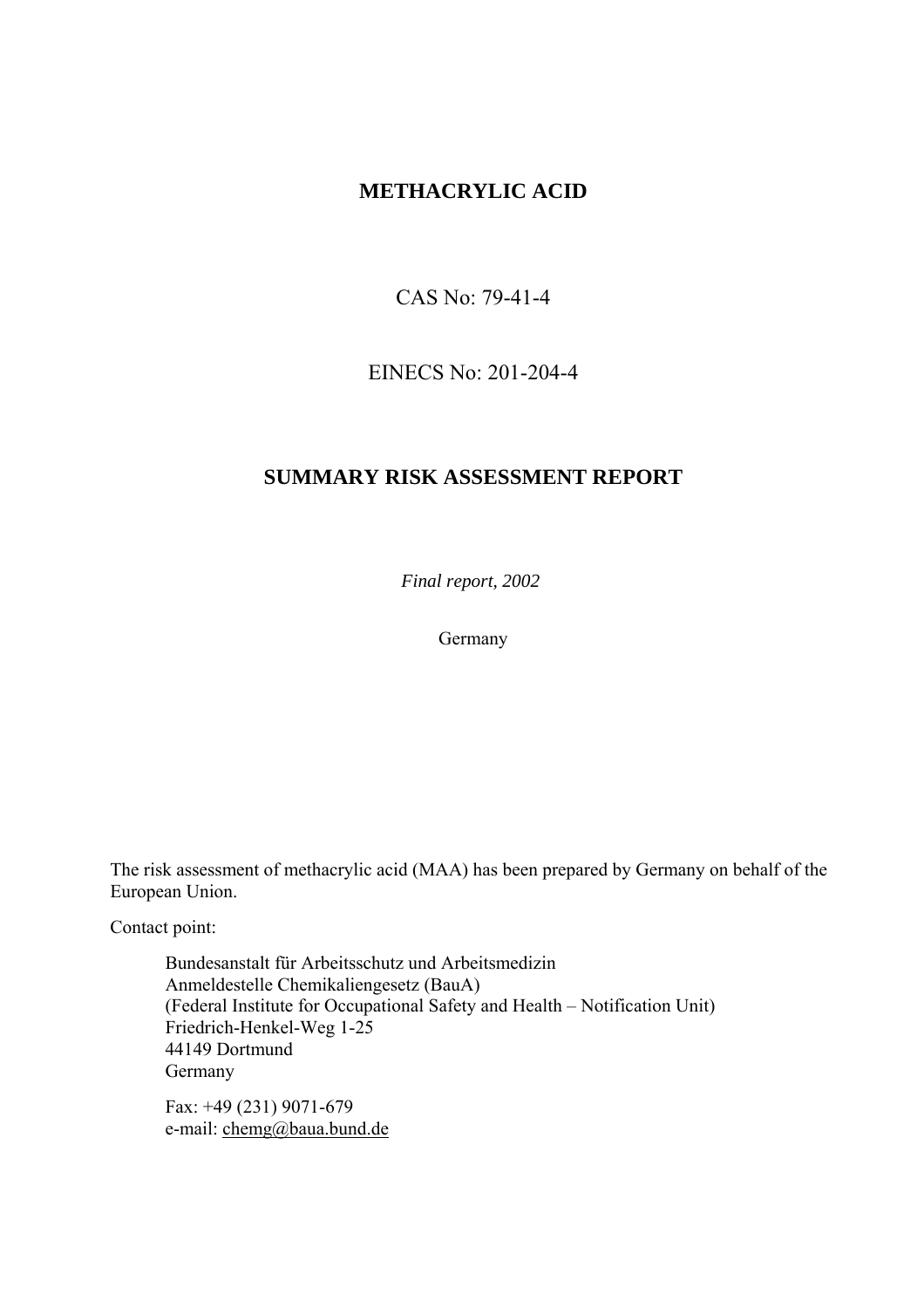# METHACRYLIC ACID

CAS No: 79-41-4

EINECS No: 201-204-4

## SUMMARY RISK ASSESSMENT REPORT

*Final report, 2002*

Germany

The risk assessment of methacrylic acid (MAA) has been prepared by Germany on behalf of the European Union.

Contact point:

Bundesanstalt für Arbeitsschutz und Arbeitsmedizin
Anmeldestelle Chemikaliengesetz (BauA)
(Federal Institute for Occupational Safety and Health – Notification Unit)
Friedrich-Henkel-Weg 1-25
44149 Dortmund
Germany

Fax: +49 (231) 9071-679
e-mail: chemg@baua.bund.de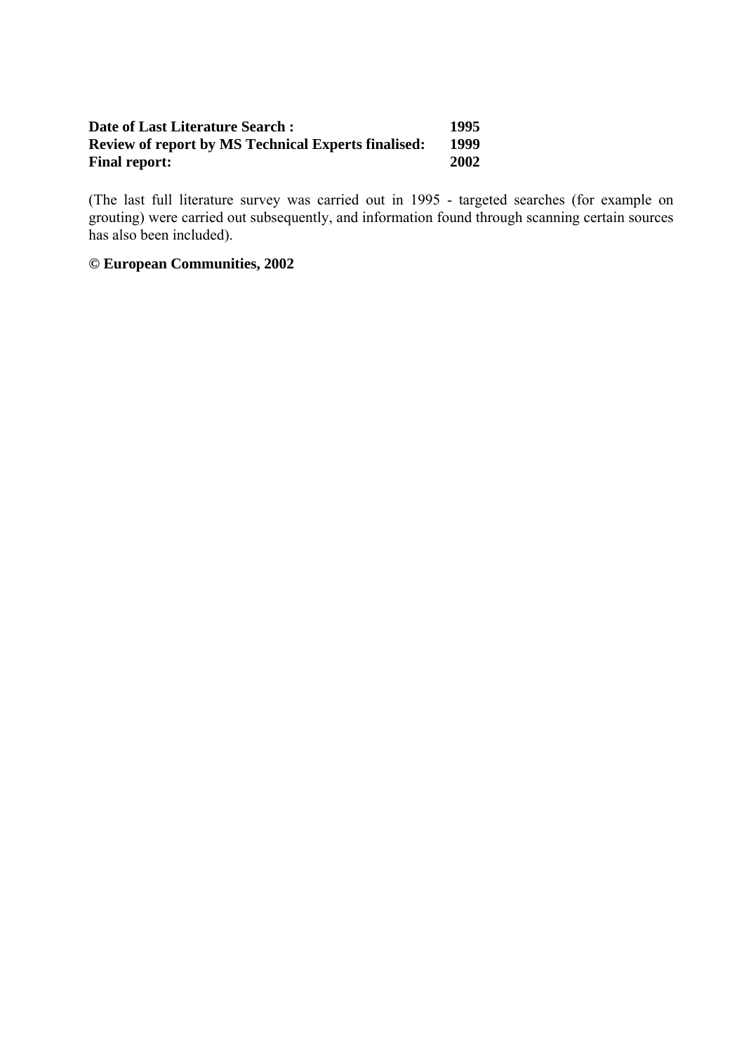**Date of Last Literature Search :** **1995**
**Review of report by MS Technical Experts finalised:** **1999**
**Final report:** **2002**

(The last full literature survey was carried out in 1995 - targeted searches (for example on grouting) were carried out subsequently, and information found through scanning certain sources has also been included).

**© European Communities, 2002**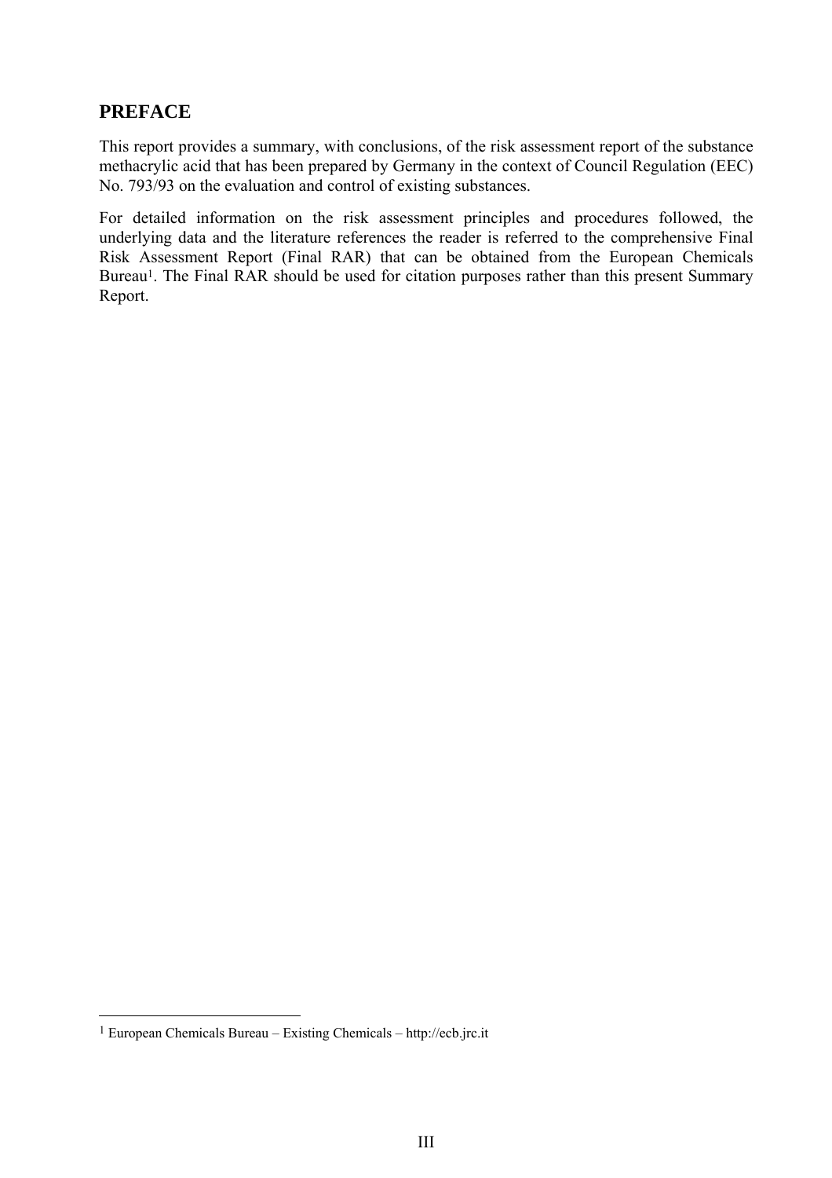## PREFACE

This report provides a summary, with conclusions, of the risk assessment report of the substance methacrylic acid that has been prepared by Germany in the context of Council Regulation (EEC) No. 793/93 on the evaluation and control of existing substances.

For detailed information on the risk assessment principles and procedures followed, the underlying data and the literature references the reader is referred to the comprehensive Final Risk Assessment Report (Final RAR) that can be obtained from the European Chemicals Bureau[1]. The Final RAR should be used for citation purposes rather than this present Summary Report.

---

[1] European Chemicals Bureau – Existing Chemicals – http://ecb.jrc.it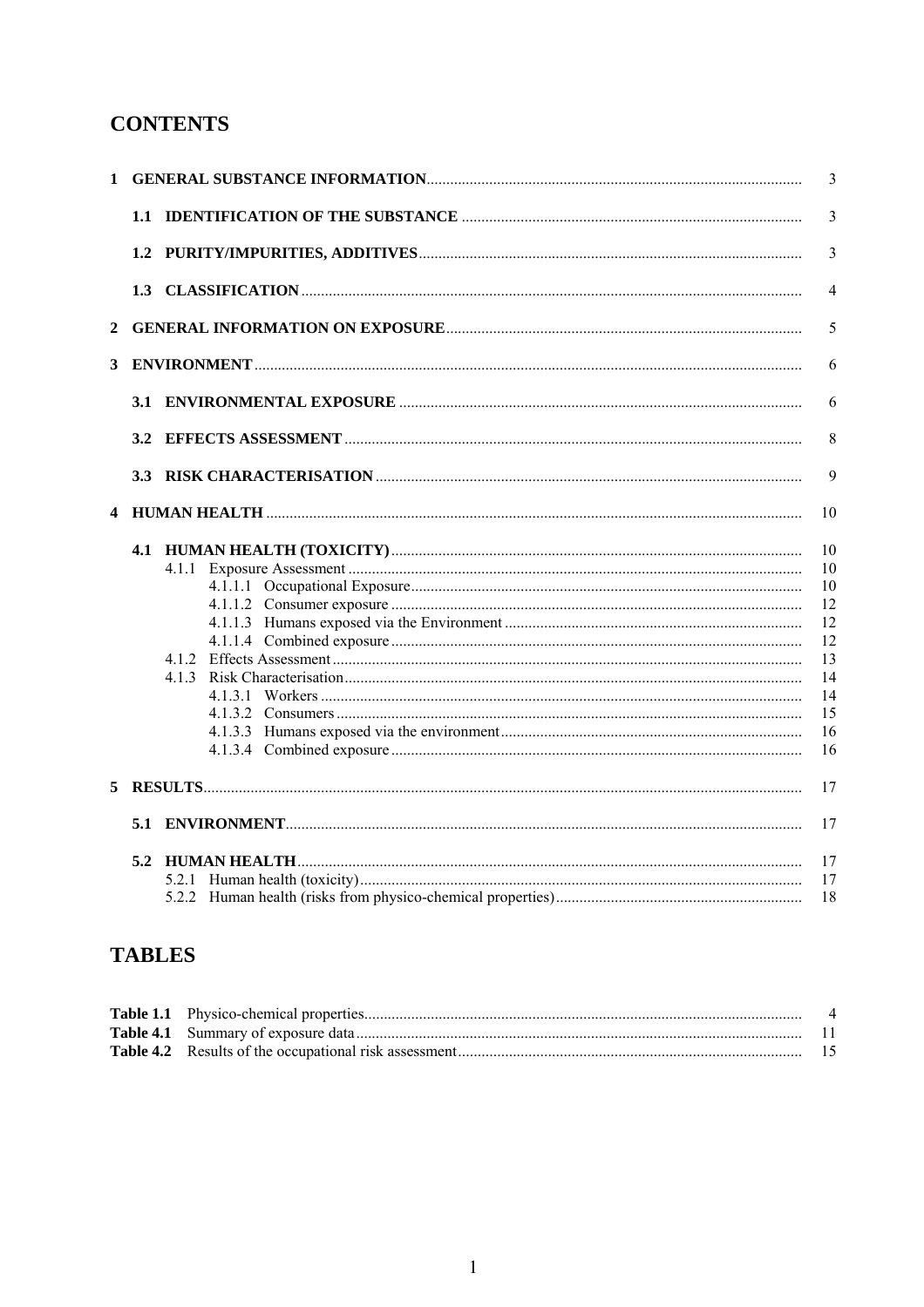# CONTENTS

1 GENERAL SUBSTANCE INFORMATION ... 3

 1.1 IDENTIFICATION OF THE SUBSTANCE ... 3

 1.2 PURITY/IMPURITIES, ADDITIVES ... 3

 1.3 CLASSIFICATION ... 4

2 GENERAL INFORMATION ON EXPOSURE ... 5

3 ENVIRONMENT ... 6

 3.1 ENVIRONMENTAL EXPOSURE ... 6

 3.2 EFFECTS ASSESSMENT ... 8

 3.3 RISK CHARACTERISATION ... 9

4 HUMAN HEALTH ... 10

 4.1 HUMAN HEALTH (TOXICITY) ... 10
  4.1.1 Exposure Assessment ... 10
   4.1.1.1 Occupational Exposure ... 10
   4.1.1.2 Consumer exposure ... 12
   4.1.1.3 Humans exposed via the Environment ... 12
   4.1.1.4 Combined exposure ... 12
  4.1.2 Effects Assessment ... 13
  4.1.3 Risk Characterisation ... 14
   4.1.3.1 Workers ... 14
   4.1.3.2 Consumers ... 15
   4.1.3.3 Humans exposed via the environment ... 16
   4.1.3.4 Combined exposure ... 16

5 RESULTS ... 17

 5.1 ENVIRONMENT ... 17

 5.2 HUMAN HEALTH ... 17
  5.2.1 Human health (toxicity) ... 17
  5.2.2 Human health (risks from physico-chemical properties) ... 18

# TABLES

**Table 1.1** Physico-chemical properties ... 4
**Table 4.1** Summary of exposure data ... 11
**Table 4.2** Results of the occupational risk assessment ... 15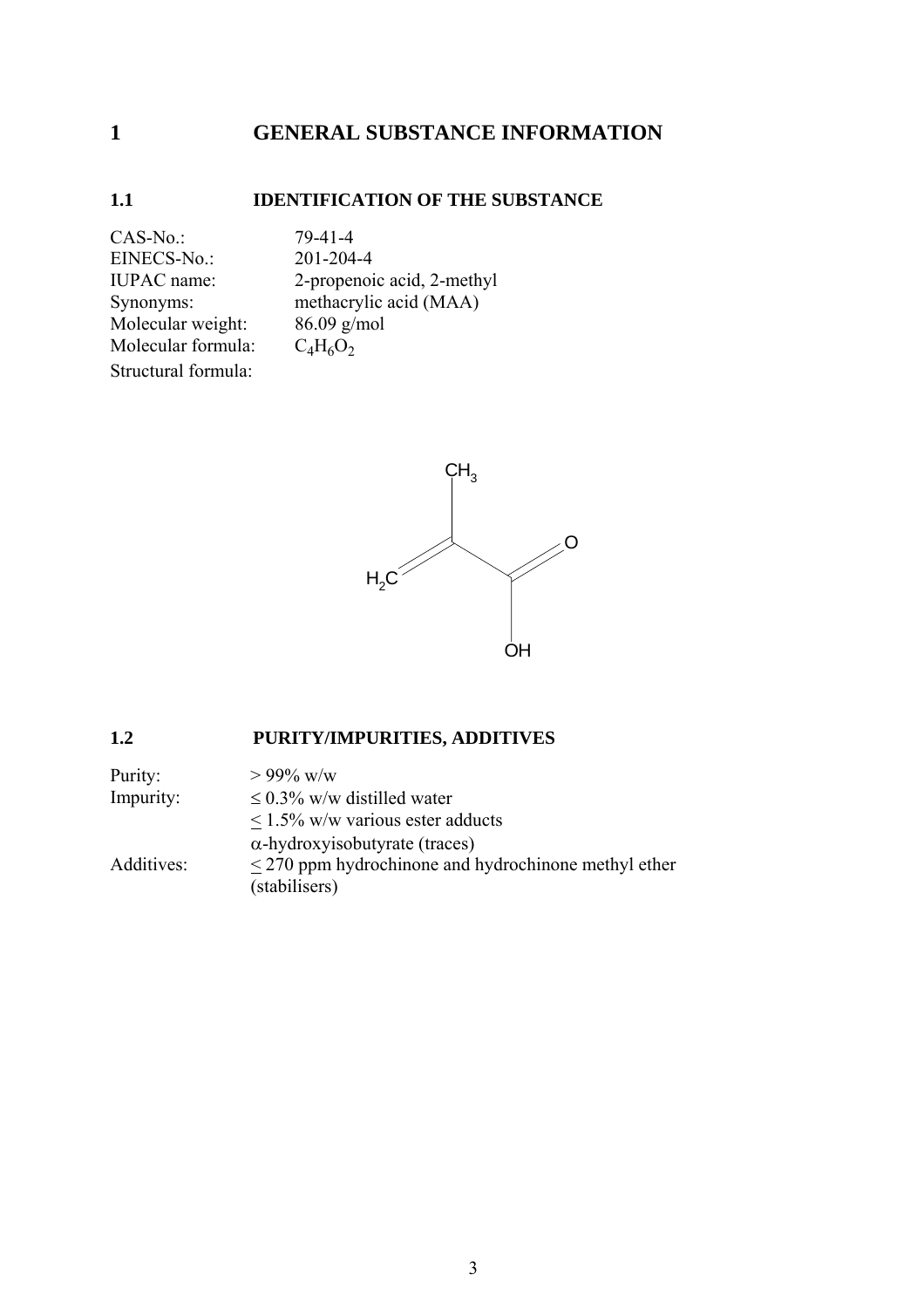# 1 GENERAL SUBSTANCE INFORMATION

## 1.1 IDENTIFICATION OF THE SUBSTANCE

| | |
|---|---|
| CAS-No.: | 79-41-4 |
| EINECS-No.: | 201-204-4 |
| IUPAC name: | 2-propenoic acid, 2-methyl |
| Synonyms: | methacrylic acid (MAA) |
| Molecular weight: | 86.09 g/mol |
| Molecular formula: | $C_4H_6O_2$ |
| Structural formula: | |

## 1.2 PURITY/IMPURITIES, ADDITIVES

| | |
|---|---|
| Purity: | > 99% w/w |
| Impurity: | ≤ 0.3% w/w distilled water |
| | ≤ 1.5% w/w various ester adducts |
| | α-hydroxyisobutyrate (traces) |
| Additives: | ≤ 270 ppm hydrochinone and hydrochinone methyl ether (stabilisers) |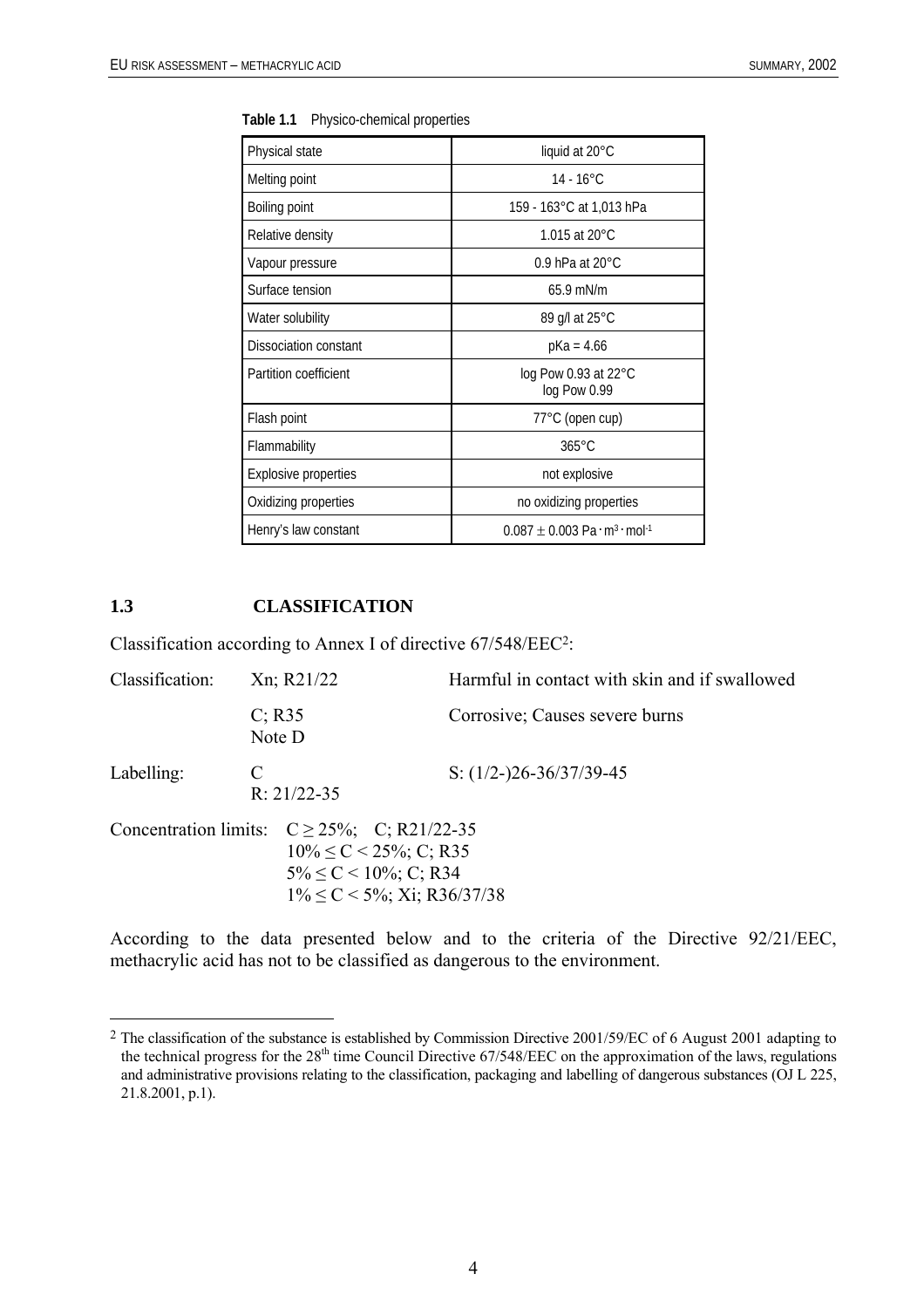**Table 1.1** Physico-chemical properties

| Property | Value |
|---|---|
| Physical state | liquid at 20°C |
| Melting point | 14 - 16°C |
| Boiling point | 159 - 163°C at 1,013 hPa |
| Relative density | 1.015 at 20°C |
| Vapour pressure | 0.9 hPa at 20°C |
| Surface tension | 65.9 mN/m |
| Water solubility | 89 g/l at 25°C |
| Dissociation constant | pKa = 4.66 |
| Partition coefficient | log Pow 0.93 at 22°C<br>log Pow 0.99 |
| Flash point | 77°C (open cup) |
| Flammability | 365°C |
| Explosive properties | not explosive |
| Oxidizing properties | no oxidizing properties |
| Henry's law constant | $0.087 \pm 0.003$ $Pa \cdot m^3 \cdot mol^{-1}$ |

## 1.3 CLASSIFICATION

Classification according to Annex I of directive 67/548/EEC[2]:

Classification: Xn; R21/22 — Harmful in contact with skin and if swallowed

C; R35 — Corrosive; Causes severe burns
Note D

Labelling: C — S: (1/2-)26-36/37/39-45
R: 21/22-35

Concentration limits: $C \geq 25\%$; C; R21/22-35
$10\% \leq C < 25\%$; C; R35
$5\% \leq C < 10\%$; C; R34
$1\% \leq C < 5\%$; Xi; R36/37/38

According to the data presented below and to the criteria of the Directive 92/21/EEC, methacrylic acid has not to be classified as dangerous to the environment.

[2] The classification of the substance is established by Commission Directive 2001/59/EC of 6 August 2001 adapting to the technical progress for the 28th time Council Directive 67/548/EEC on the approximation of the laws, regulations and administrative provisions relating to the classification, packaging and labelling of dangerous substances (OJ L 225, 21.8.2001, p.1).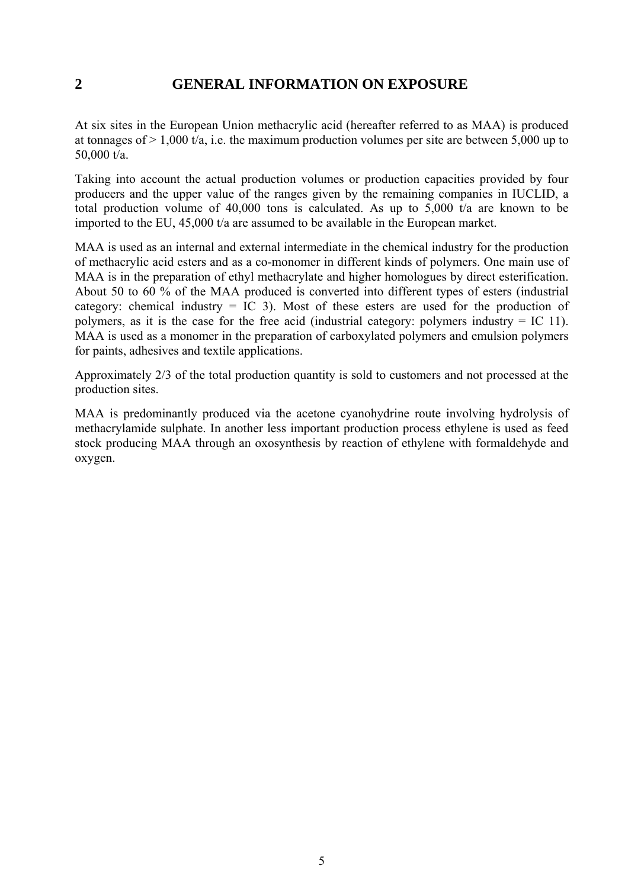# 2 GENERAL INFORMATION ON EXPOSURE

At six sites in the European Union methacrylic acid (hereafter referred to as MAA) is produced at tonnages of > 1,000 t/a, i.e. the maximum production volumes per site are between 5,000 up to 50,000 t/a.

Taking into account the actual production volumes or production capacities provided by four producers and the upper value of the ranges given by the remaining companies in IUCLID, a total production volume of 40,000 tons is calculated. As up to 5,000 t/a are known to be imported to the EU, 45,000 t/a are assumed to be available in the European market.

MAA is used as an internal and external intermediate in the chemical industry for the production of methacrylic acid esters and as a co-monomer in different kinds of polymers. One main use of MAA is in the preparation of ethyl methacrylate and higher homologues by direct esterification. About 50 to 60 % of the MAA produced is converted into different types of esters (industrial category: chemical industry = IC 3). Most of these esters are used for the production of polymers, as it is the case for the free acid (industrial category: polymers industry = IC 11). MAA is used as a monomer in the preparation of carboxylated polymers and emulsion polymers for paints, adhesives and textile applications.

Approximately 2/3 of the total production quantity is sold to customers and not processed at the production sites.

MAA is predominantly produced via the acetone cyanohydrine route involving hydrolysis of methacrylamide sulphate. In another less important production process ethylene is used as feed stock producing MAA through an oxosynthesis by reaction of ethylene with formaldehyde and oxygen.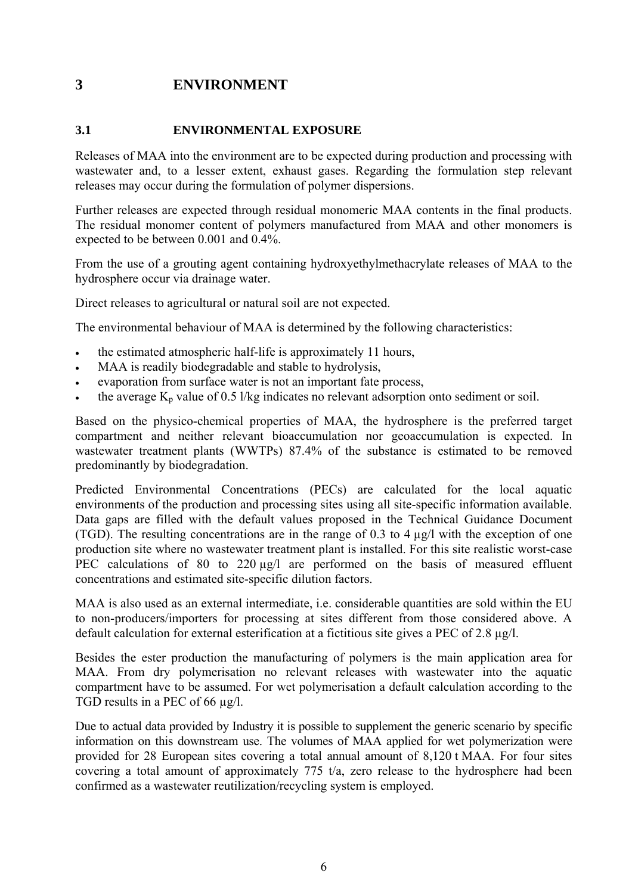# 3 ENVIRONMENT

## 3.1 ENVIRONMENTAL EXPOSURE

Releases of MAA into the environment are to be expected during production and processing with wastewater and, to a lesser extent, exhaust gases. Regarding the formulation step relevant releases may occur during the formulation of polymer dispersions.

Further releases are expected through residual monomeric MAA contents in the final products. The residual monomer content of polymers manufactured from MAA and other monomers is expected to be between 0.001 and 0.4%.

From the use of a grouting agent containing hydroxyethylmethacrylate releases of MAA to the hydrosphere occur via drainage water.

Direct releases to agricultural or natural soil are not expected.

The environmental behaviour of MAA is determined by the following characteristics:

- the estimated atmospheric half-life is approximately 11 hours,
- MAA is readily biodegradable and stable to hydrolysis,
- evaporation from surface water is not an important fate process,
- the average $K_p$ value of 0.5 l/kg indicates no relevant adsorption onto sediment or soil.

Based on the physico-chemical properties of MAA, the hydrosphere is the preferred target compartment and neither relevant bioaccumulation nor geoaccumulation is expected. In wastewater treatment plants (WWTPs) 87.4% of the substance is estimated to be removed predominantly by biodegradation.

Predicted Environmental Concentrations (PECs) are calculated for the local aquatic environments of the production and processing sites using all site-specific information available. Data gaps are filled with the default values proposed in the Technical Guidance Document (TGD). The resulting concentrations are in the range of 0.3 to 4 µg/l with the exception of one production site where no wastewater treatment plant is installed. For this site realistic worst-case PEC calculations of 80 to 220 µg/l are performed on the basis of measured effluent concentrations and estimated site-specific dilution factors.

MAA is also used as an external intermediate, i.e. considerable quantities are sold within the EU to non-producers/importers for processing at sites different from those considered above. A default calculation for external esterification at a fictitious site gives a PEC of 2.8 µg/l.

Besides the ester production the manufacturing of polymers is the main application area for MAA. From dry polymerisation no relevant releases with wastewater into the aquatic compartment have to be assumed. For wet polymerisation a default calculation according to the TGD results in a PEC of 66 µg/l.

Due to actual data provided by Industry it is possible to supplement the generic scenario by specific information on this downstream use. The volumes of MAA applied for wet polymerization were provided for 28 European sites covering a total annual amount of 8,120 t MAA. For four sites covering a total amount of approximately 775 t/a, zero release to the hydrosphere had been confirmed as a wastewater reutilization/recycling system is employed.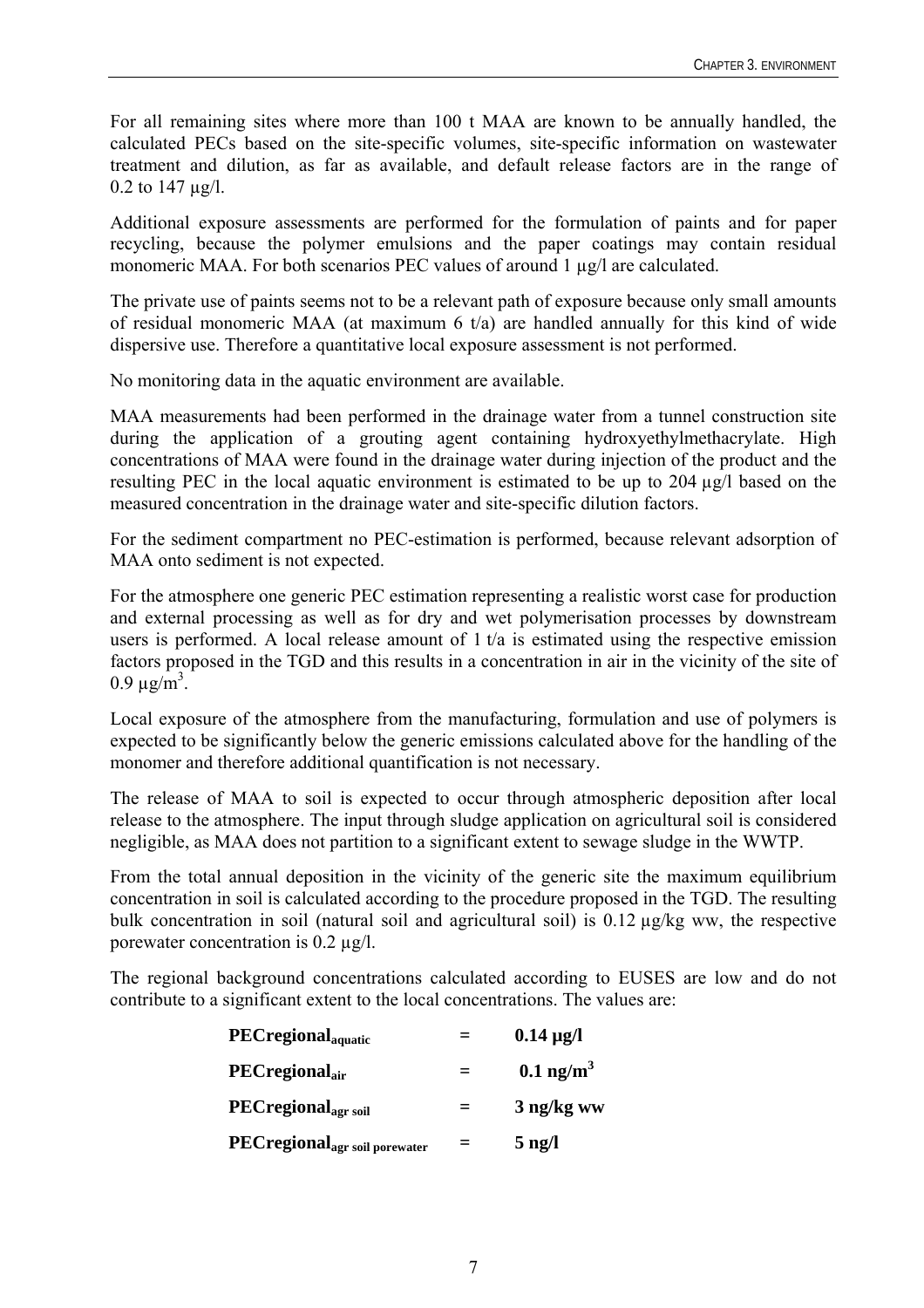For all remaining sites where more than 100 t MAA are known to be annually handled, the calculated PECs based on the site-specific volumes, site-specific information on wastewater treatment and dilution, as far as available, and default release factors are in the range of 0.2 to 147 µg/l.

Additional exposure assessments are performed for the formulation of paints and for paper recycling, because the polymer emulsions and the paper coatings may contain residual monomeric MAA. For both scenarios PEC values of around 1 µg/l are calculated.

The private use of paints seems not to be a relevant path of exposure because only small amounts of residual monomeric MAA (at maximum 6 t/a) are handled annually for this kind of wide dispersive use. Therefore a quantitative local exposure assessment is not performed.

No monitoring data in the aquatic environment are available.

MAA measurements had been performed in the drainage water from a tunnel construction site during the application of a grouting agent containing hydroxyethylmethacrylate. High concentrations of MAA were found in the drainage water during injection of the product and the resulting PEC in the local aquatic environment is estimated to be up to 204 µg/l based on the measured concentration in the drainage water and site-specific dilution factors.

For the sediment compartment no PEC-estimation is performed, because relevant adsorption of MAA onto sediment is not expected.

For the atmosphere one generic PEC estimation representing a realistic worst case for production and external processing as well as for dry and wet polymerisation processes by downstream users is performed. A local release amount of 1 t/a is estimated using the respective emission factors proposed in the TGD and this results in a concentration in air in the vicinity of the site of 0.9 µg/m$^3$.

Local exposure of the atmosphere from the manufacturing, formulation and use of polymers is expected to be significantly below the generic emissions calculated above for the handling of the monomer and therefore additional quantification is not necessary.

The release of MAA to soil is expected to occur through atmospheric deposition after local release to the atmosphere. The input through sludge application on agricultural soil is considered negligible, as MAA does not partition to a significant extent to sewage sludge in the WWTP.

From the total annual deposition in the vicinity of the generic site the maximum equilibrium concentration in soil is calculated according to the procedure proposed in the TGD. The resulting bulk concentration in soil (natural soil and agricultural soil) is 0.12 µg/kg ww, the respective porewater concentration is 0.2 µg/l.

The regional background concentrations calculated according to EUSES are low and do not contribute to a significant extent to the local concentrations. The values are:

$\mathbf{PECregional_{aquatic}}$ = **0.14 µg/l**

$\mathbf{PECregional_{air}}$ = **0.1 ng/m$^3$**

$\mathbf{PECregional_{agr\ soil}}$ = **3 ng/kg ww**

$\mathbf{PECregional_{agr\ soil\ porewater}}$ = **5 ng/l**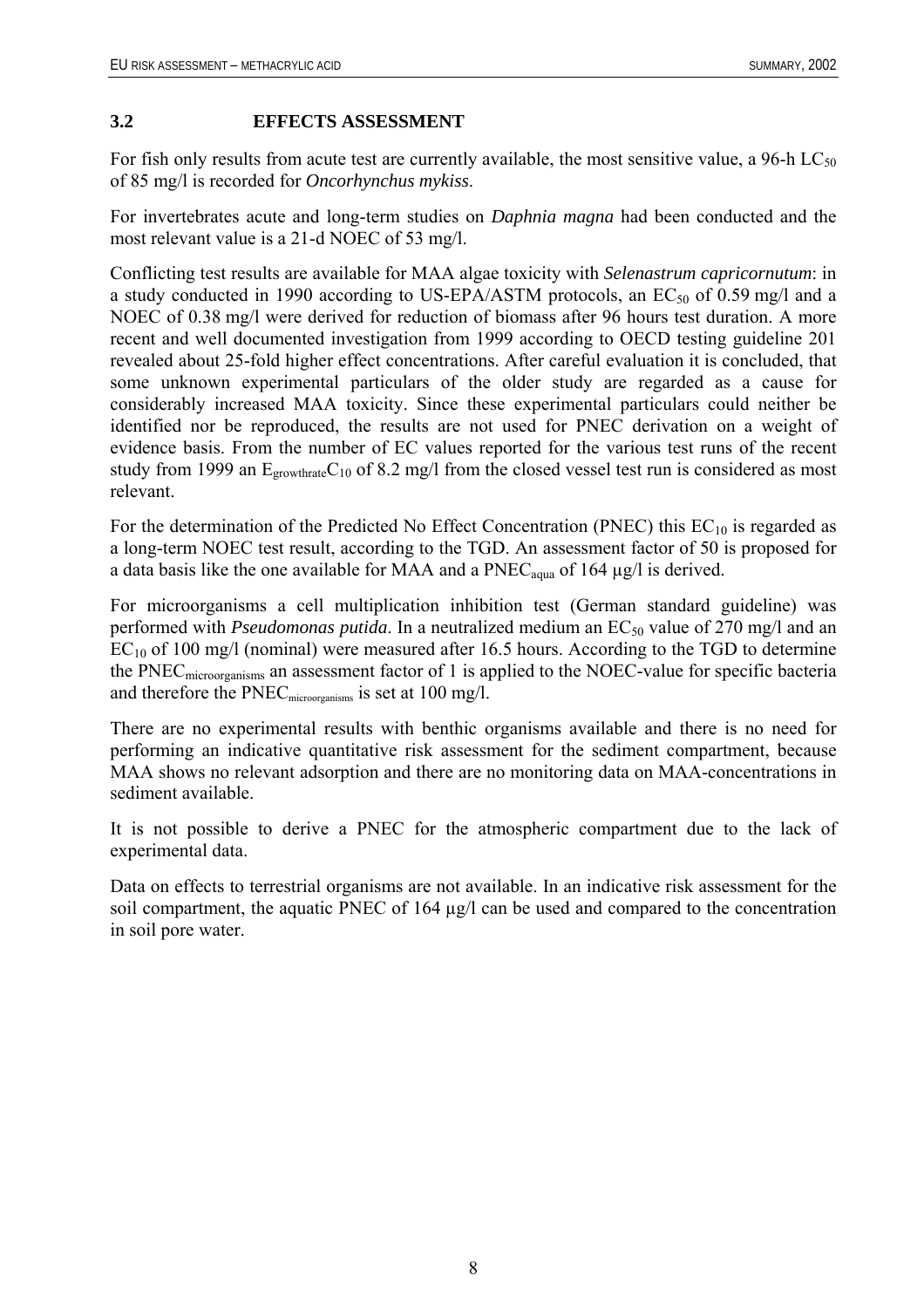### 3.2 EFFECTS ASSESSMENT

For fish only results from acute test are currently available, the most sensitive value, a 96-h $LC_{50}$ of 85 mg/l is recorded for *Oncorhynchus mykiss*.

For invertebrates acute and long-term studies on *Daphnia magna* had been conducted and the most relevant value is a 21-d NOEC of 53 mg/l.

Conflicting test results are available for MAA algae toxicity with *Selenastrum capricornutum*: in a study conducted in 1990 according to US-EPA/ASTM protocols, an $EC_{50}$ of 0.59 mg/l and a NOEC of 0.38 mg/l were derived for reduction of biomass after 96 hours test duration. A more recent and well documented investigation from 1999 according to OECD testing guideline 201 revealed about 25-fold higher effect concentrations. After careful evaluation it is concluded, that some unknown experimental particulars of the older study are regarded as a cause for considerably increased MAA toxicity. Since these experimental particulars could neither be identified nor be reproduced, the results are not used for PNEC derivation on a weight of evidence basis. From the number of EC values reported for the various test runs of the recent study from 1999 an $E_{growthrate}C_{10}$ of 8.2 mg/l from the closed vessel test run is considered as most relevant.

For the determination of the Predicted No Effect Concentration (PNEC) this $EC_{10}$ is regarded as a long-term NOEC test result, according to the TGD. An assessment factor of 50 is proposed for a data basis like the one available for MAA and a $PNEC_{aqua}$ of 164 µg/l is derived.

For microorganisms a cell multiplication inhibition test (German standard guideline) was performed with *Pseudomonas putida*. In a neutralized medium an $EC_{50}$ value of 270 mg/l and an $EC_{10}$ of 100 mg/l (nominal) were measured after 16.5 hours. According to the TGD to determine the $PNEC_{microorganisms}$ an assessment factor of 1 is applied to the NOEC-value for specific bacteria and therefore the $PNEC_{microorganisms}$ is set at 100 mg/l.

There are no experimental results with benthic organisms available and there is no need for performing an indicative quantitative risk assessment for the sediment compartment, because MAA shows no relevant adsorption and there are no monitoring data on MAA-concentrations in sediment available.

It is not possible to derive a PNEC for the atmospheric compartment due to the lack of experimental data.

Data on effects to terrestrial organisms are not available. In an indicative risk assessment for the soil compartment, the aquatic PNEC of 164 µg/l can be used and compared to the concentration in soil pore water.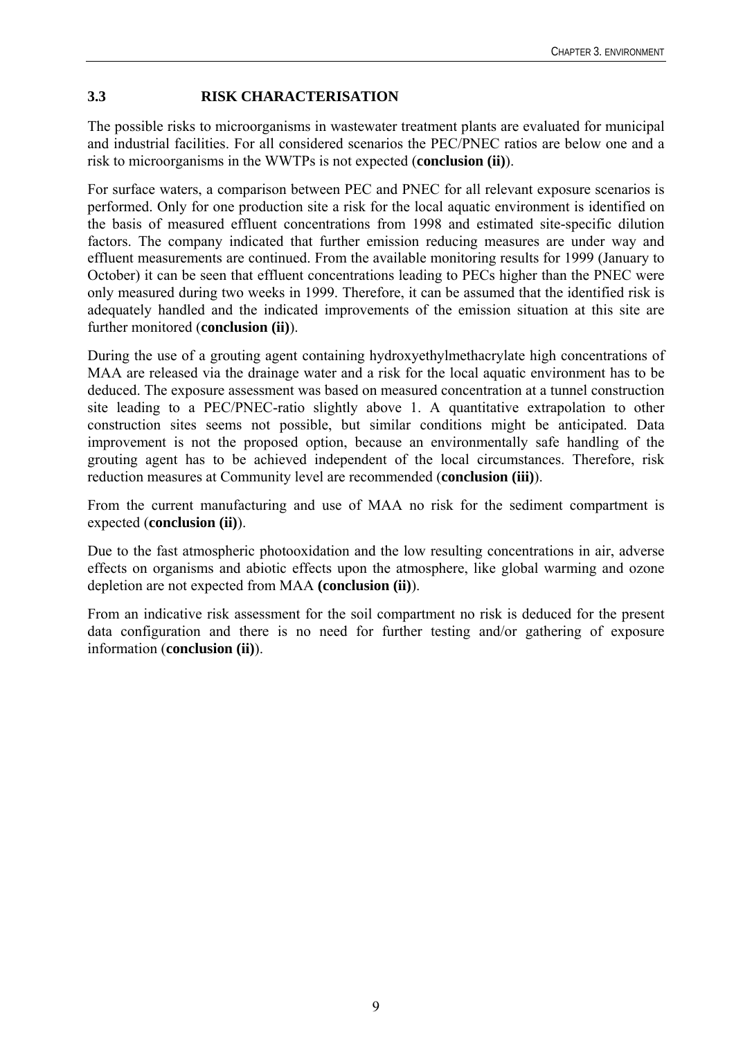## 3.3 RISK CHARACTERISATION

The possible risks to microorganisms in wastewater treatment plants are evaluated for municipal and industrial facilities. For all considered scenarios the PEC/PNEC ratios are below one and a risk to microorganisms in the WWTPs is not expected (**conclusion (ii)**).

For surface waters, a comparison between PEC and PNEC for all relevant exposure scenarios is performed. Only for one production site a risk for the local aquatic environment is identified on the basis of measured effluent concentrations from 1998 and estimated site-specific dilution factors. The company indicated that further emission reducing measures are under way and effluent measurements are continued. From the available monitoring results for 1999 (January to October) it can be seen that effluent concentrations leading to PECs higher than the PNEC were only measured during two weeks in 1999. Therefore, it can be assumed that the identified risk is adequately handled and the indicated improvements of the emission situation at this site are further monitored (**conclusion (ii)**).

During the use of a grouting agent containing hydroxyethylmethacrylate high concentrations of MAA are released via the drainage water and a risk for the local aquatic environment has to be deduced. The exposure assessment was based on measured concentration at a tunnel construction site leading to a PEC/PNEC-ratio slightly above 1. A quantitative extrapolation to other construction sites seems not possible, but similar conditions might be anticipated. Data improvement is not the proposed option, because an environmentally safe handling of the grouting agent has to be achieved independent of the local circumstances. Therefore, risk reduction measures at Community level are recommended (**conclusion (iii)**).

From the current manufacturing and use of MAA no risk for the sediment compartment is expected (**conclusion (ii)**).

Due to the fast atmospheric photooxidation and the low resulting concentrations in air, adverse effects on organisms and abiotic effects upon the atmosphere, like global warming and ozone depletion are not expected from MAA **(conclusion (ii)**).

From an indicative risk assessment for the soil compartment no risk is deduced for the present data configuration and there is no need for further testing and/or gathering of exposure information (**conclusion (ii)**).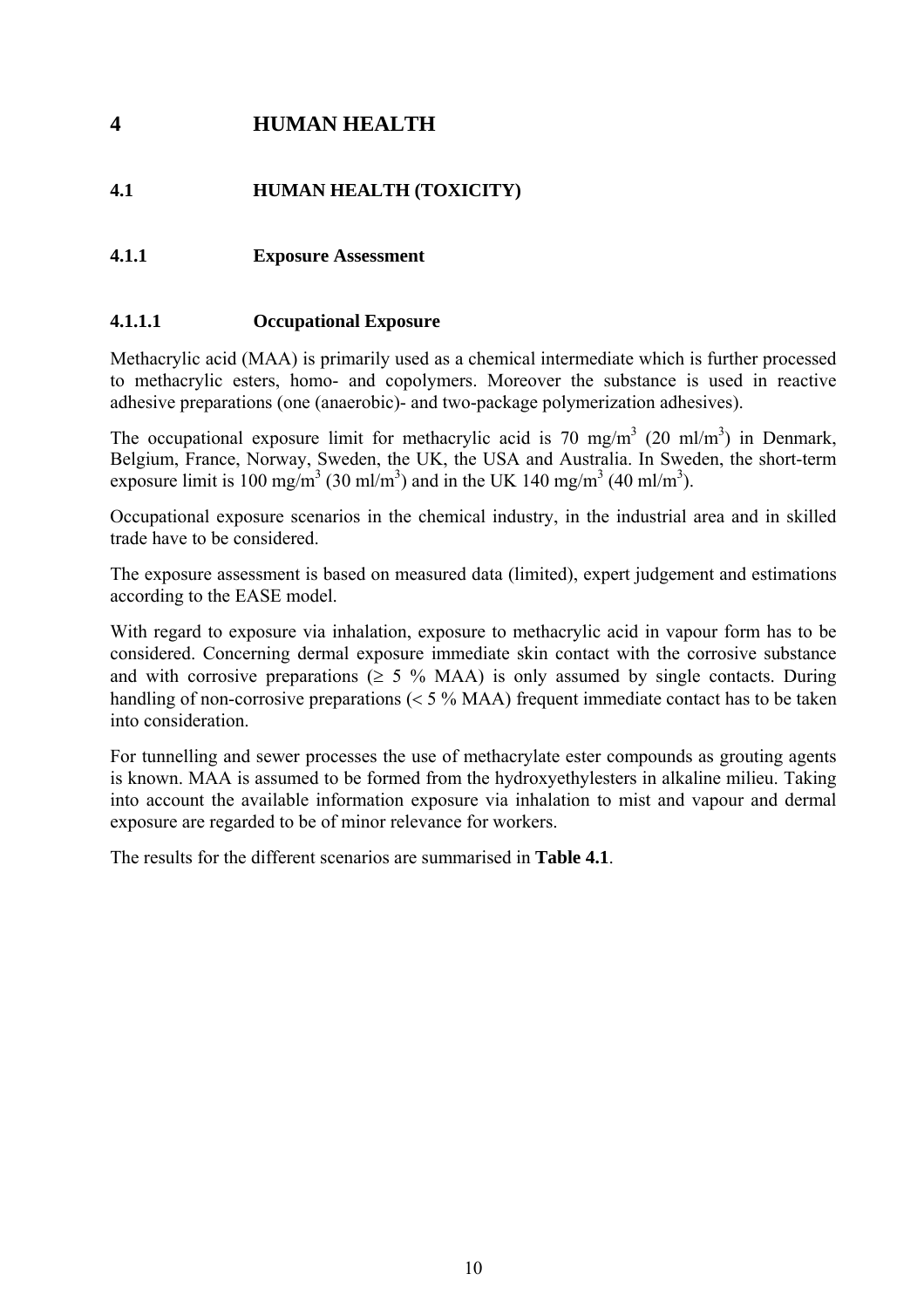# 4 HUMAN HEALTH

## 4.1 HUMAN HEALTH (TOXICITY)

### 4.1.1 Exposure Assessment

#### 4.1.1.1 Occupational Exposure

Methacrylic acid (MAA) is primarily used as a chemical intermediate which is further processed to methacrylic esters, homo- and copolymers. Moreover the substance is used in reactive adhesive preparations (one (anaerobic)- and two-package polymerization adhesives).

The occupational exposure limit for methacrylic acid is 70 mg/m$^3$ (20 ml/m$^3$) in Denmark, Belgium, France, Norway, Sweden, the UK, the USA and Australia. In Sweden, the short-term exposure limit is 100 mg/m$^3$ (30 ml/m$^3$) and in the UK 140 mg/m$^3$ (40 ml/m$^3$).

Occupational exposure scenarios in the chemical industry, in the industrial area and in skilled trade have to be considered.

The exposure assessment is based on measured data (limited), expert judgement and estimations according to the EASE model.

With regard to exposure via inhalation, exposure to methacrylic acid in vapour form has to be considered. Concerning dermal exposure immediate skin contact with the corrosive substance and with corrosive preparations ($\geq$ 5 % MAA) is only assumed by single contacts. During handling of non-corrosive preparations (< 5 % MAA) frequent immediate contact has to be taken into consideration.

For tunnelling and sewer processes the use of methacrylate ester compounds as grouting agents is known. MAA is assumed to be formed from the hydroxyethylesters in alkaline milieu. Taking into account the available information exposure via inhalation to mist and vapour and dermal exposure are regarded to be of minor relevance for workers.

The results for the different scenarios are summarised in **Table 4.1**.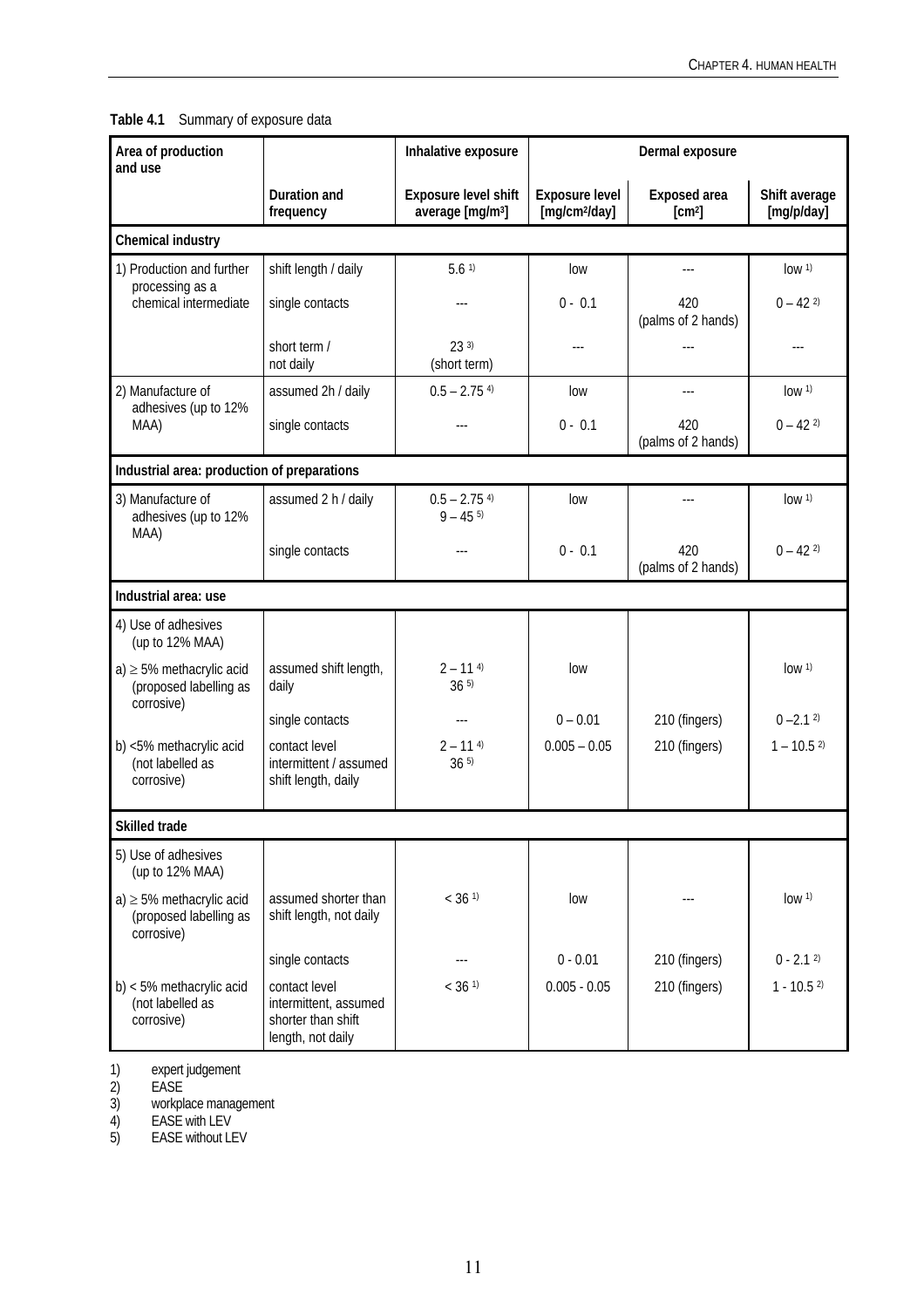**Table 4.1** Summary of exposure data

| Area of production and use | | Inhalative exposure | Dermal exposure | | |
|---|---|---|---|---|---|
| | Duration and frequency | Exposure level shift average [mg/m³] | Exposure level [mg/cm²/day] | Exposed area [cm²] | Shift average [mg/p/day] |
| **Chemical industry** | | | | | |
| 1) Production and further processing as a chemical intermediate | shift length / daily | 5.6 [1)] | low | --- | low [1)] |
| | single contacts | --- | 0 - 0.1 | 420 (palms of 2 hands) | 0 – 42 [2)] |
| | short term / not daily | 23 [3)] (short term) | --- | --- | --- |
| 2) Manufacture of adhesives (up to 12% MAA) | assumed 2h / daily | 0.5 – 2.75 [4)] | low | --- | low [1)] |
| | single contacts | --- | 0 - 0.1 | 420 (palms of 2 hands) | 0 – 42 [2)] |
| **Industrial area: production of preparations** | | | | | |
| 3) Manufacture of adhesives (up to 12% MAA) | assumed 2 h / daily | 0.5 – 2.75 [4)] 9 – 45 [5)] | low | --- | low [1)] |
| | single contacts | --- | 0 - 0.1 | 420 (palms of 2 hands) | 0 – 42 [2)] |
| **Industrial area: use** | | | | | |
| 4) Use of adhesives (up to 12% MAA) | | | | | |
| a) ≥ 5% methacrylic acid (proposed labelling as corrosive) | assumed shift length, daily | 2 – 11 [4)] 36 [5)] | low | | low [1)] |
| | single contacts | --- | 0 – 0.01 | 210 (fingers) | 0 –2.1 [2)] |
| b) <5% methacrylic acid (not labelled as corrosive) | contact level intermittent / assumed shift length, daily | 2 – 11 [4)] 36 [5)] | 0.005 – 0.05 | 210 (fingers) | 1 – 10.5 [2)] |
| **Skilled trade** | | | | | |
| 5) Use of adhesives (up to 12% MAA) | | | | | |
| a) ≥ 5% methacrylic acid (proposed labelling as corrosive) | assumed shorter than shift length, not daily | < 36 [1)] | low | --- | low [1)] |
| | single contacts | --- | 0 - 0.01 | 210 (fingers) | 0 - 2.1 [2)] |
| b) < 5% methacrylic acid (not labelled as corrosive) | contact level intermittent, assumed shorter than shift length, not daily | < 36 [1)] | 0.005 - 0.05 | 210 (fingers) | 1 - 10.5 [2)] |

1) expert judgement
2) EASE
3) workplace management
4) EASE with LEV
5) EASE without LEV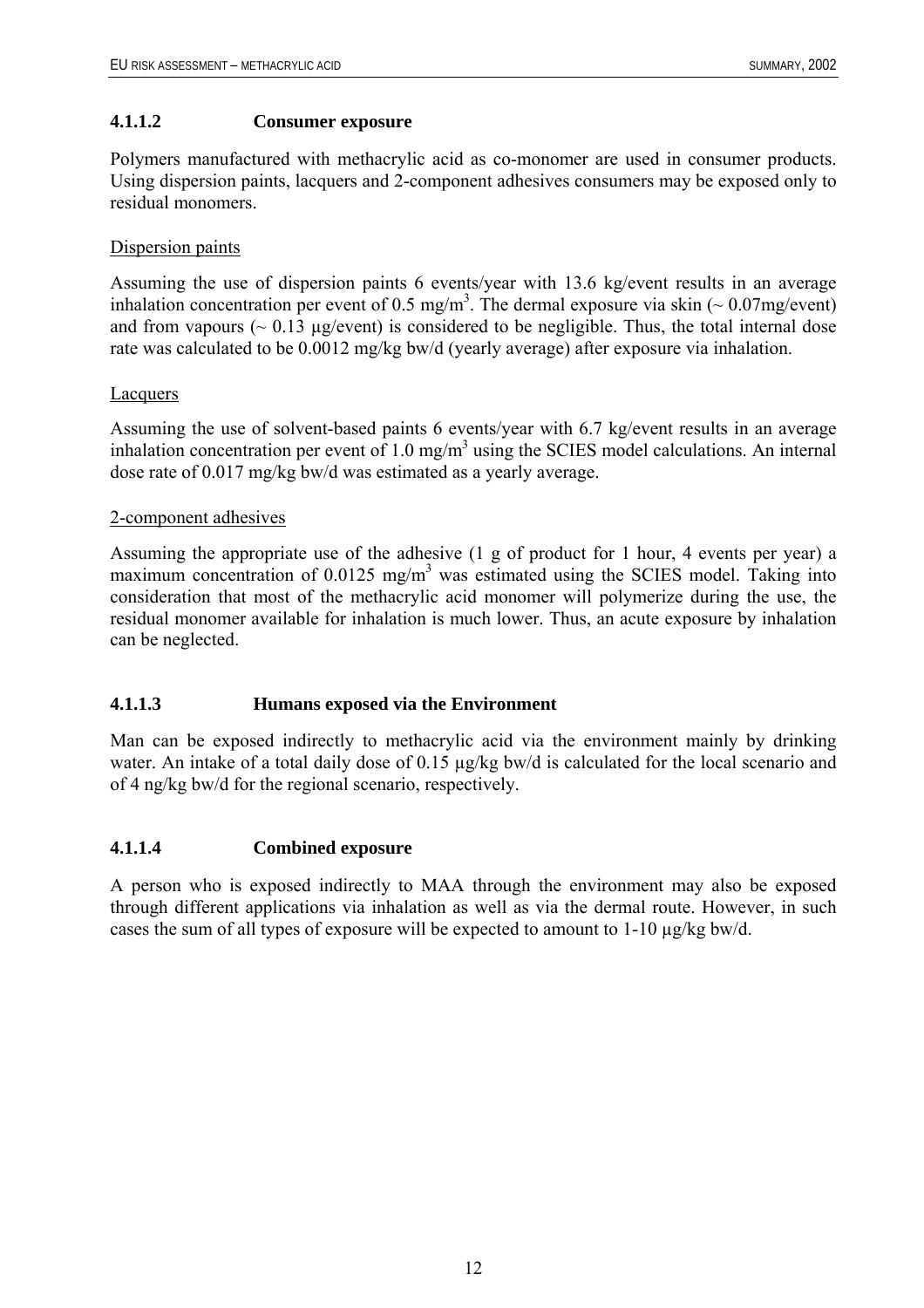#### 4.1.1.2 Consumer exposure

Polymers manufactured with methacrylic acid as co-monomer are used in consumer products. Using dispersion paints, lacquers and 2-component adhesives consumers may be exposed only to residual monomers.

Dispersion paints

Assuming the use of dispersion paints 6 events/year with 13.6 kg/event results in an average inhalation concentration per event of 0.5 mg/m$^3$. The dermal exposure via skin (~ 0.07mg/event) and from vapours (~ 0.13 µg/event) is considered to be negligible. Thus, the total internal dose rate was calculated to be 0.0012 mg/kg bw/d (yearly average) after exposure via inhalation.

Lacquers

Assuming the use of solvent-based paints 6 events/year with 6.7 kg/event results in an average inhalation concentration per event of 1.0 mg/m$^3$ using the SCIES model calculations. An internal dose rate of 0.017 mg/kg bw/d was estimated as a yearly average.

2-component adhesives

Assuming the appropriate use of the adhesive (1 g of product for 1 hour, 4 events per year) a maximum concentration of 0.0125 mg/m$^3$ was estimated using the SCIES model. Taking into consideration that most of the methacrylic acid monomer will polymerize during the use, the residual monomer available for inhalation is much lower. Thus, an acute exposure by inhalation can be neglected.

#### 4.1.1.3 Humans exposed via the Environment

Man can be exposed indirectly to methacrylic acid via the environment mainly by drinking water. An intake of a total daily dose of 0.15 µg/kg bw/d is calculated for the local scenario and of 4 ng/kg bw/d for the regional scenario, respectively.

#### 4.1.1.4 Combined exposure

A person who is exposed indirectly to MAA through the environment may also be exposed through different applications via inhalation as well as via the dermal route. However, in such cases the sum of all types of exposure will be expected to amount to 1-10 µg/kg bw/d.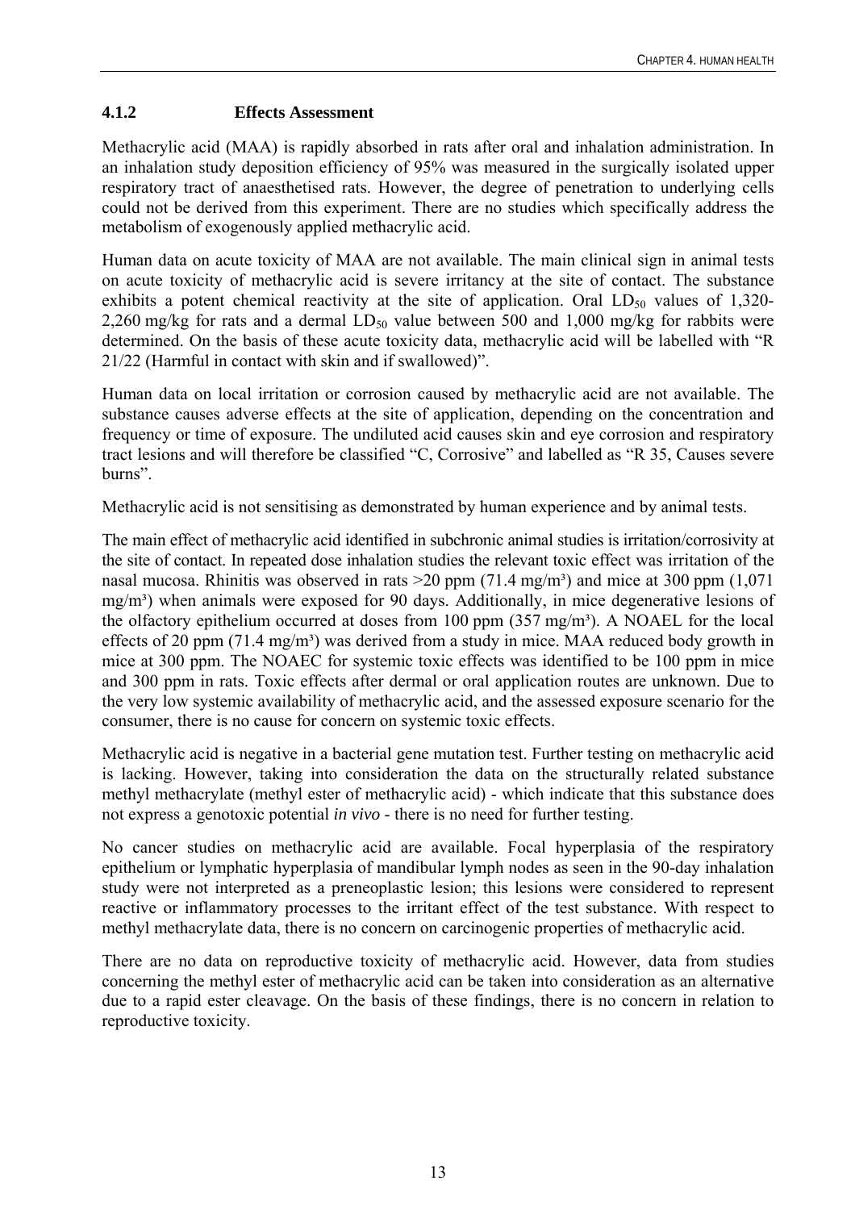### 4.1.2 Effects Assessment

Methacrylic acid (MAA) is rapidly absorbed in rats after oral and inhalation administration. In an inhalation study deposition efficiency of 95% was measured in the surgically isolated upper respiratory tract of anaesthetised rats. However, the degree of penetration to underlying cells could not be derived from this experiment. There are no studies which specifically address the metabolism of exogenously applied methacrylic acid.

Human data on acute toxicity of MAA are not available. The main clinical sign in animal tests on acute toxicity of methacrylic acid is severe irritancy at the site of contact. The substance exhibits a potent chemical reactivity at the site of application. Oral $LD_{50}$ values of 1,320-2,260 mg/kg for rats and a dermal $LD_{50}$ value between 500 and 1,000 mg/kg for rabbits were determined. On the basis of these acute toxicity data, methacrylic acid will be labelled with "R 21/22 (Harmful in contact with skin and if swallowed)".

Human data on local irritation or corrosion caused by methacrylic acid are not available. The substance causes adverse effects at the site of application, depending on the concentration and frequency or time of exposure. The undiluted acid causes skin and eye corrosion and respiratory tract lesions and will therefore be classified "C, Corrosive" and labelled as "R 35, Causes severe burns".

Methacrylic acid is not sensitising as demonstrated by human experience and by animal tests.

The main effect of methacrylic acid identified in subchronic animal studies is irritation/corrosivity at the site of contact. In repeated dose inhalation studies the relevant toxic effect was irritation of the nasal mucosa. Rhinitis was observed in rats >20 ppm (71.4 mg/m³) and mice at 300 ppm (1,071 mg/m³) when animals were exposed for 90 days. Additionally, in mice degenerative lesions of the olfactory epithelium occurred at doses from 100 ppm (357 mg/m³). A NOAEL for the local effects of 20 ppm (71.4 mg/m³) was derived from a study in mice. MAA reduced body growth in mice at 300 ppm. The NOAEC for systemic toxic effects was identified to be 100 ppm in mice and 300 ppm in rats. Toxic effects after dermal or oral application routes are unknown. Due to the very low systemic availability of methacrylic acid, and the assessed exposure scenario for the consumer, there is no cause for concern on systemic toxic effects.

Methacrylic acid is negative in a bacterial gene mutation test. Further testing on methacrylic acid is lacking. However, taking into consideration the data on the structurally related substance methyl methacrylate (methyl ester of methacrylic acid) - which indicate that this substance does not express a genotoxic potential *in vivo* - there is no need for further testing.

No cancer studies on methacrylic acid are available. Focal hyperplasia of the respiratory epithelium or lymphatic hyperplasia of mandibular lymph nodes as seen in the 90-day inhalation study were not interpreted as a preneoplastic lesion; this lesions were considered to represent reactive or inflammatory processes to the irritant effect of the test substance. With respect to methyl methacrylate data, there is no concern on carcinogenic properties of methacrylic acid.

There are no data on reproductive toxicity of methacrylic acid. However, data from studies concerning the methyl ester of methacrylic acid can be taken into consideration as an alternative due to a rapid ester cleavage. On the basis of these findings, there is no concern in relation to reproductive toxicity.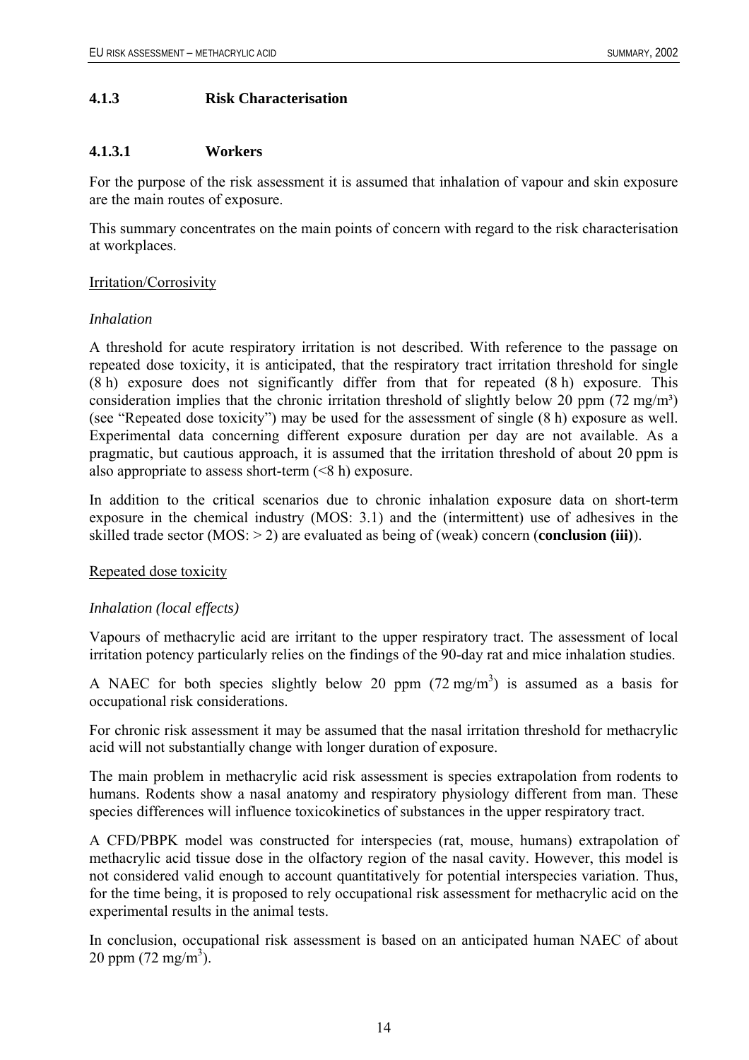### 4.1.3 Risk Characterisation

#### 4.1.3.1 Workers

For the purpose of the risk assessment it is assumed that inhalation of vapour and skin exposure are the main routes of exposure.

This summary concentrates on the main points of concern with regard to the risk characterisation at workplaces.

Irritation/Corrosivity

*Inhalation*

A threshold for acute respiratory irritation is not described. With reference to the passage on repeated dose toxicity, it is anticipated, that the respiratory tract irritation threshold for single (8 h) exposure does not significantly differ from that for repeated (8 h) exposure. This consideration implies that the chronic irritation threshold of slightly below 20 ppm (72 mg/m$^3$) (see "Repeated dose toxicity") may be used for the assessment of single (8 h) exposure as well. Experimental data concerning different exposure duration per day are not available. As a pragmatic, but cautious approach, it is assumed that the irritation threshold of about 20 ppm is also appropriate to assess short-term (<8 h) exposure.

In addition to the critical scenarios due to chronic inhalation exposure data on short-term exposure in the chemical industry (MOS: 3.1) and the (intermittent) use of adhesives in the skilled trade sector (MOS: > 2) are evaluated as being of (weak) concern (**conclusion (iii)**).

Repeated dose toxicity

*Inhalation (local effects)*

Vapours of methacrylic acid are irritant to the upper respiratory tract. The assessment of local irritation potency particularly relies on the findings of the 90-day rat and mice inhalation studies.

A NAEC for both species slightly below 20 ppm (72 mg/m$^3$) is assumed as a basis for occupational risk considerations.

For chronic risk assessment it may be assumed that the nasal irritation threshold for methacrylic acid will not substantially change with longer duration of exposure.

The main problem in methacrylic acid risk assessment is species extrapolation from rodents to humans. Rodents show a nasal anatomy and respiratory physiology different from man. These species differences will influence toxicokinetics of substances in the upper respiratory tract.

A CFD/PBPK model was constructed for interspecies (rat, mouse, humans) extrapolation of methacrylic acid tissue dose in the olfactory region of the nasal cavity. However, this model is not considered valid enough to account quantitatively for potential interspecies variation. Thus, for the time being, it is proposed to rely occupational risk assessment for methacrylic acid on the experimental results in the animal tests.

In conclusion, occupational risk assessment is based on an anticipated human NAEC of about 20 ppm (72 mg/m$^3$).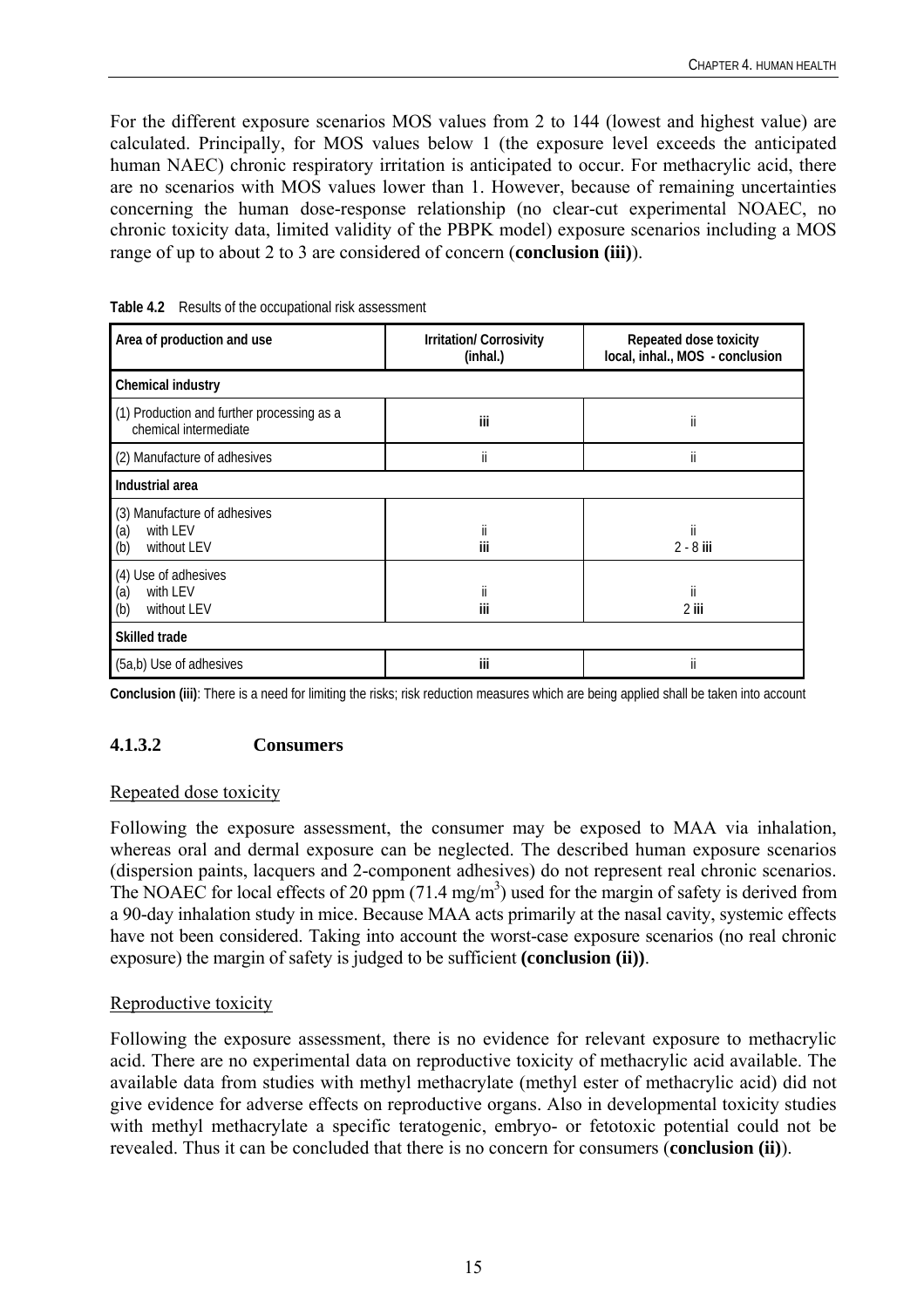For the different exposure scenarios MOS values from 2 to 144 (lowest and highest value) are calculated. Principally, for MOS values below 1 (the exposure level exceeds the anticipated human NAEC) chronic respiratory irritation is anticipated to occur. For methacrylic acid, there are no scenarios with MOS values lower than 1. However, because of remaining uncertainties concerning the human dose-response relationship (no clear-cut experimental NOAEC, no chronic toxicity data, limited validity of the PBPK model) exposure scenarios including a MOS range of up to about 2 to 3 are considered of concern (**conclusion (iii)**).

**Table 4.2** Results of the occupational risk assessment

| Area of production and use | Irritation/ Corrosivity (inhal.) | Repeated dose toxicity local, inhal., MOS - conclusion |
|---|---|---|
| **Chemical industry** | | |
| (1) Production and further processing as a chemical intermediate | **iii** | ii |
| (2) Manufacture of adhesives | ii | ii |
| **Industrial area** | | |
| (3) Manufacture of adhesives<br>(a) with LEV<br>(b) without LEV | <br>ii<br>**iii** | <br>ii<br>2 - 8 **iii** |
| (4) Use of adhesives<br>(a) with LEV<br>(b) without LEV | <br>ii<br>**iii** | <br>ii<br>2 **iii** |
| **Skilled trade** | | |
| (5a,b) Use of adhesives | **iii** | ii |

**Conclusion (iii)**: There is a need for limiting the risks; risk reduction measures which are being applied shall be taken into account

### 4.1.3.2 Consumers

Repeated dose toxicity

Following the exposure assessment, the consumer may be exposed to MAA via inhalation, whereas oral and dermal exposure can be neglected. The described human exposure scenarios (dispersion paints, lacquers and 2-component adhesives) do not represent real chronic scenarios. The NOAEC for local effects of 20 ppm (71.4 mg/m$^3$) used for the margin of safety is derived from a 90-day inhalation study in mice. Because MAA acts primarily at the nasal cavity, systemic effects have not been considered. Taking into account the worst-case exposure scenarios (no real chronic exposure) the margin of safety is judged to be sufficient **(conclusion (ii))**.

Reproductive toxicity

Following the exposure assessment, there is no evidence for relevant exposure to methacrylic acid. There are no experimental data on reproductive toxicity of methacrylic acid available. The available data from studies with methyl methacrylate (methyl ester of methacrylic acid) did not give evidence for adverse effects on reproductive organs. Also in developmental toxicity studies with methyl methacrylate a specific teratogenic, embryo- or fetotoxic potential could not be revealed. Thus it can be concluded that there is no concern for consumers (**conclusion (ii)**).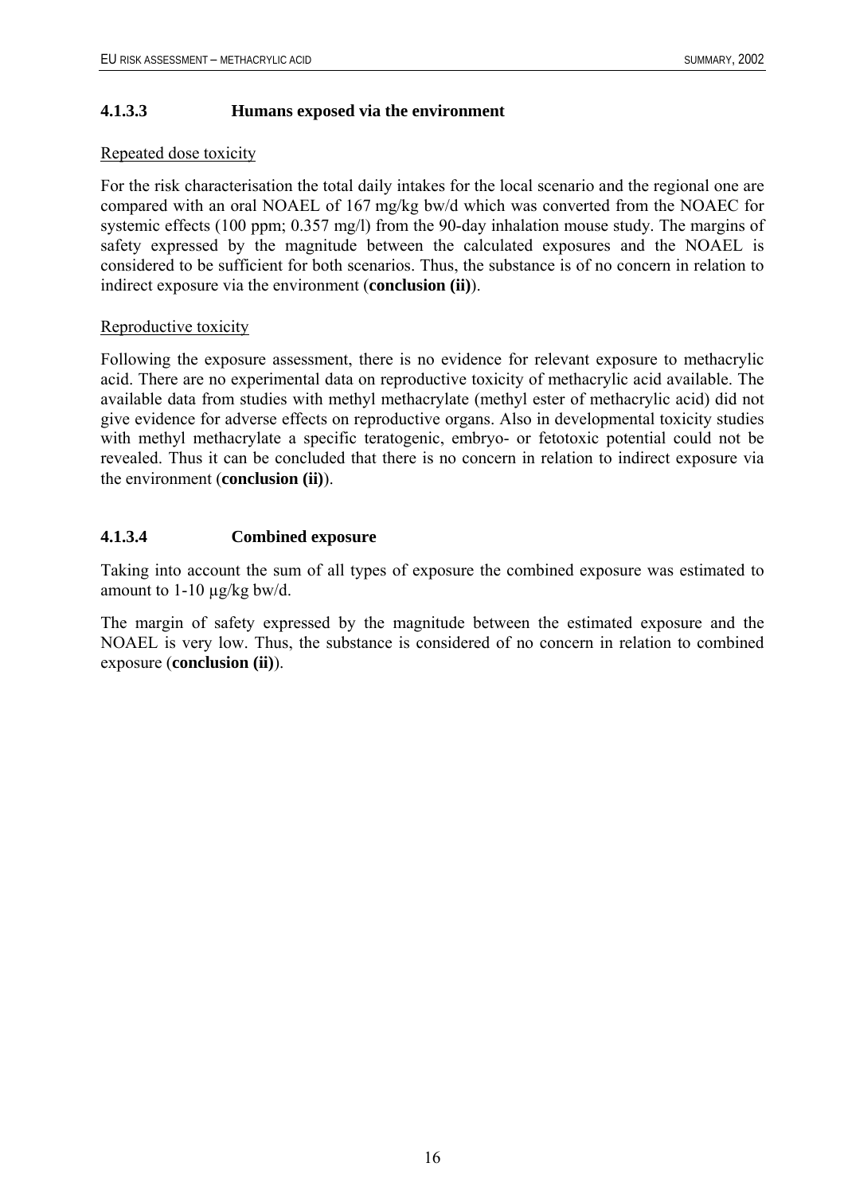### 4.1.3.3 Humans exposed via the environment

Repeated dose toxicity

For the risk characterisation the total daily intakes for the local scenario and the regional one are compared with an oral NOAEL of 167 mg/kg bw/d which was converted from the NOAEC for systemic effects (100 ppm; 0.357 mg/l) from the 90-day inhalation mouse study. The margins of safety expressed by the magnitude between the calculated exposures and the NOAEL is considered to be sufficient for both scenarios. Thus, the substance is of no concern in relation to indirect exposure via the environment (**conclusion (ii)**).

Reproductive toxicity

Following the exposure assessment, there is no evidence for relevant exposure to methacrylic acid. There are no experimental data on reproductive toxicity of methacrylic acid available. The available data from studies with methyl methacrylate (methyl ester of methacrylic acid) did not give evidence for adverse effects on reproductive organs. Also in developmental toxicity studies with methyl methacrylate a specific teratogenic, embryo- or fetotoxic potential could not be revealed. Thus it can be concluded that there is no concern in relation to indirect exposure via the environment (**conclusion (ii)**).

### 4.1.3.4 Combined exposure

Taking into account the sum of all types of exposure the combined exposure was estimated to amount to 1-10 µg/kg bw/d.

The margin of safety expressed by the magnitude between the estimated exposure and the NOAEL is very low. Thus, the substance is considered of no concern in relation to combined exposure (**conclusion (ii)**).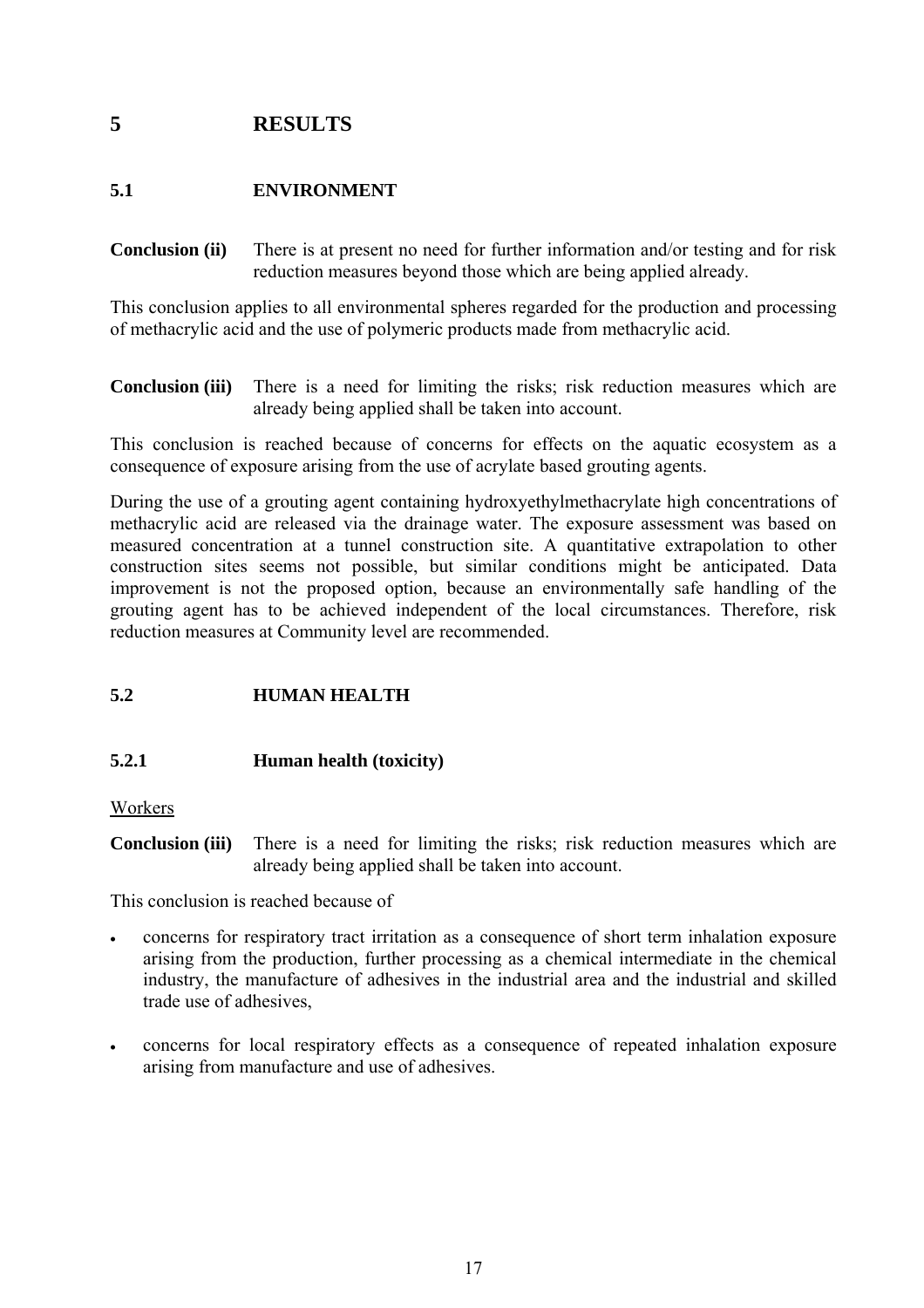# 5 RESULTS

## 5.1 ENVIRONMENT

**Conclusion (ii)** There is at present no need for further information and/or testing and for risk reduction measures beyond those which are being applied already.

This conclusion applies to all environmental spheres regarded for the production and processing of methacrylic acid and the use of polymeric products made from methacrylic acid.

**Conclusion (iii)** There is a need for limiting the risks; risk reduction measures which are already being applied shall be taken into account.

This conclusion is reached because of concerns for effects on the aquatic ecosystem as a consequence of exposure arising from the use of acrylate based grouting agents.

During the use of a grouting agent containing hydroxyethylmethacrylate high concentrations of methacrylic acid are released via the drainage water. The exposure assessment was based on measured concentration at a tunnel construction site. A quantitative extrapolation to other construction sites seems not possible, but similar conditions might be anticipated. Data improvement is not the proposed option, because an environmentally safe handling of the grouting agent has to be achieved independent of the local circumstances. Therefore, risk reduction measures at Community level are recommended.

## 5.2 HUMAN HEALTH

### 5.2.1 Human health (toxicity)

Workers

**Conclusion (iii)** There is a need for limiting the risks; risk reduction measures which are already being applied shall be taken into account.

This conclusion is reached because of

- concerns for respiratory tract irritation as a consequence of short term inhalation exposure arising from the production, further processing as a chemical intermediate in the chemical industry, the manufacture of adhesives in the industrial area and the industrial and skilled trade use of adhesives,
- concerns for local respiratory effects as a consequence of repeated inhalation exposure arising from manufacture and use of adhesives.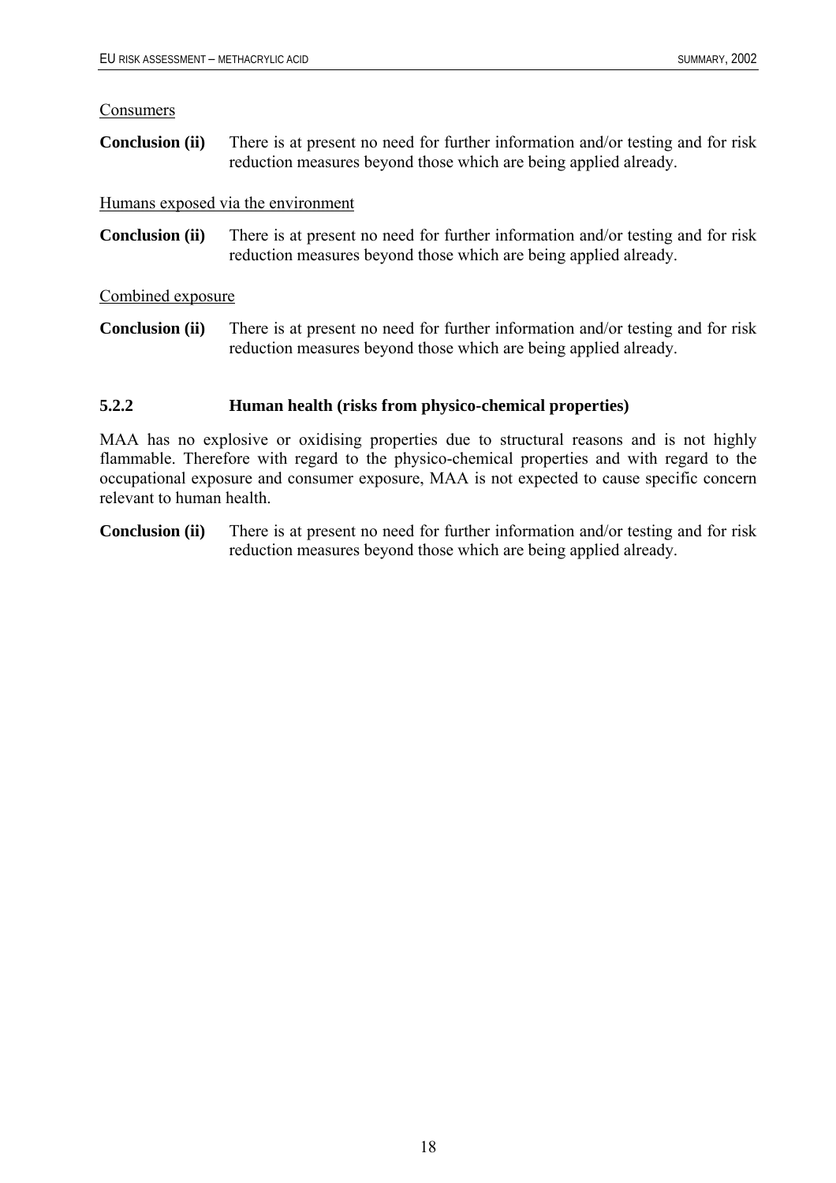Consumers

**Conclusion (ii)** There is at present no need for further information and/or testing and for risk reduction measures beyond those which are being applied already.

Humans exposed via the environment

**Conclusion (ii)** There is at present no need for further information and/or testing and for risk reduction measures beyond those which are being applied already.

Combined exposure

**Conclusion (ii)** There is at present no need for further information and/or testing and for risk reduction measures beyond those which are being applied already.

### 5.2.2 Human health (risks from physico-chemical properties)

MAA has no explosive or oxidising properties due to structural reasons and is not highly flammable. Therefore with regard to the physico-chemical properties and with regard to the occupational exposure and consumer exposure, MAA is not expected to cause specific concern relevant to human health.

**Conclusion (ii)** There is at present no need for further information and/or testing and for risk reduction measures beyond those which are being applied already.